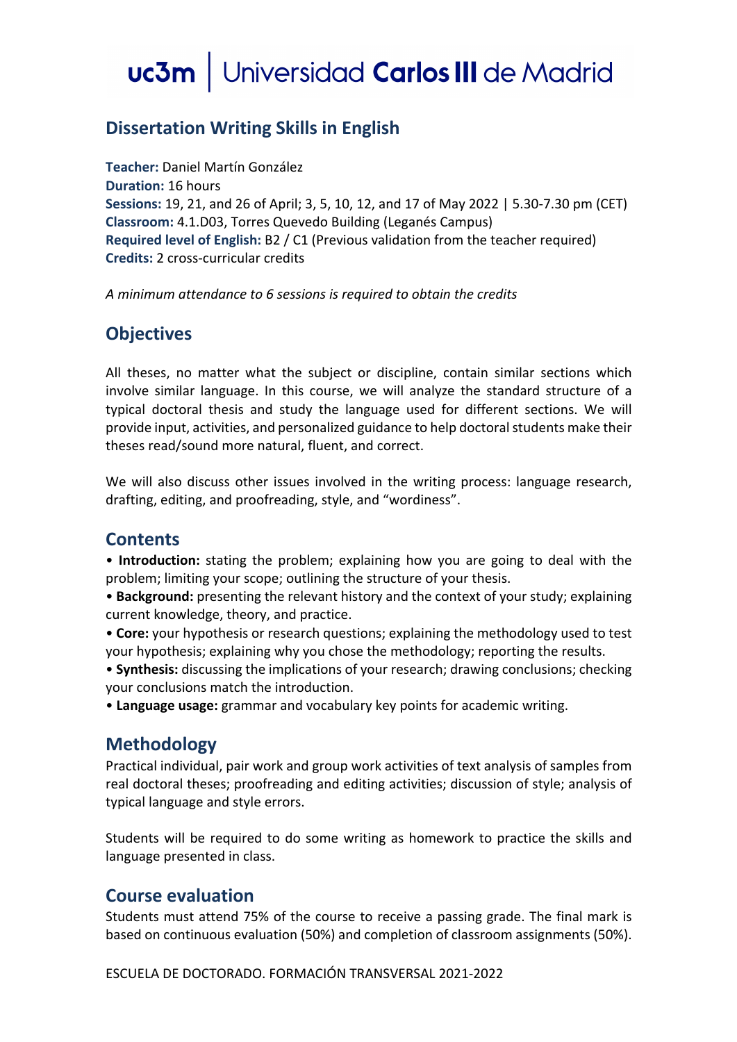# uc3m | Universidad Carlos III de Madrid

## Dissertation Writing Skills in English

**Teacher:** Daniel Martín González
**Duration:** 16 hours
**Sessions:** 19, 21, and 26 of April; 3, 5, 10, 12, and 17 of May 2022 | 5.30-7.30 pm (CET)
**Classroom:** 4.1.D03, Torres Quevedo Building (Leganés Campus)
**Required level of English:** B2 / C1 (Previous validation from the teacher required)
**Credits:** 2 cross-curricular credits

*A minimum attendance to 6 sessions is required to obtain the credits*

## Objectives

All theses, no matter what the subject or discipline, contain similar sections which involve similar language. In this course, we will analyze the standard structure of a typical doctoral thesis and study the language used for different sections. We will provide input, activities, and personalized guidance to help doctoral students make their theses read/sound more natural, fluent, and correct.

We will also discuss other issues involved in the writing process: language research, drafting, editing, and proofreading, style, and "wordiness".

## Contents

- **Introduction:** stating the problem; explaining how you are going to deal with the problem; limiting your scope; outlining the structure of your thesis.
- **Background:** presenting the relevant history and the context of your study; explaining current knowledge, theory, and practice.
- **Core:** your hypothesis or research questions; explaining the methodology used to test your hypothesis; explaining why you chose the methodology; reporting the results.
- **Synthesis:** discussing the implications of your research; drawing conclusions; checking your conclusions match the introduction.
- **Language usage:** grammar and vocabulary key points for academic writing.

## Methodology

Practical individual, pair work and group work activities of text analysis of samples from real doctoral theses; proofreading and editing activities; discussion of style; analysis of typical language and style errors.

Students will be required to do some writing as homework to practice the skills and language presented in class.

## Course evaluation

Students must attend 75% of the course to receive a passing grade. The final mark is based on continuous evaluation (50%) and completion of classroom assignments (50%).

ESCUELA DE DOCTORADO. FORMACIÓN TRANSVERSAL 2021-2022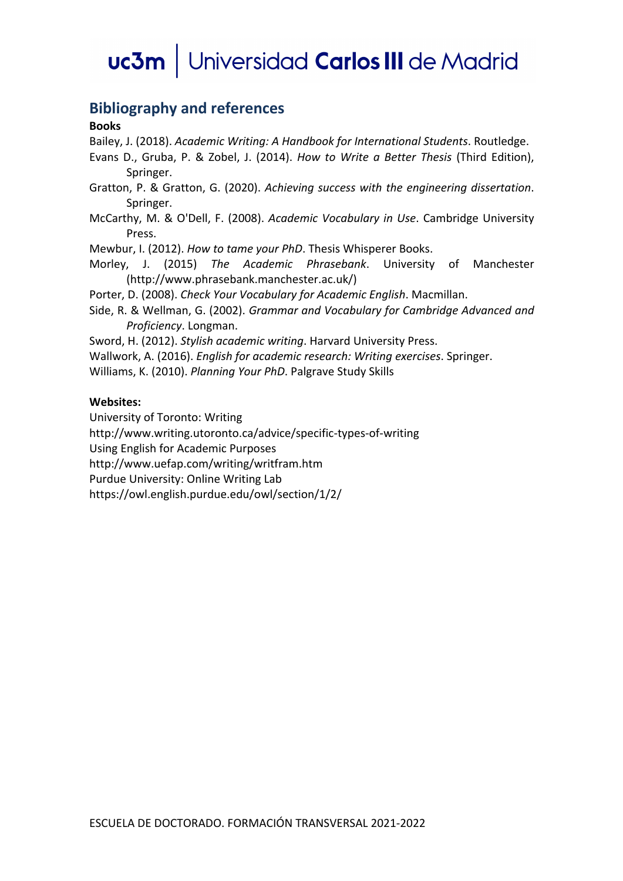## Bibliography and references

**Books**

Bailey, J. (2018). *Academic Writing: A Handbook for International Students*. Routledge.

Evans D., Gruba, P. & Zobel, J. (2014). *How to Write a Better Thesis* (Third Edition), Springer.

Gratton, P. & Gratton, G. (2020). *Achieving success with the engineering dissertation*. Springer.

McCarthy, M. & O'Dell, F. (2008). *Academic Vocabulary in Use*. Cambridge University Press.

Mewbur, I. (2012). *How to tame your PhD*. Thesis Whisperer Books.

Morley, J. (2015) *The Academic Phrasebank*. University of Manchester (http://www.phrasebank.manchester.ac.uk/)

Porter, D. (2008). *Check Your Vocabulary for Academic English*. Macmillan.

Side, R. & Wellman, G. (2002). *Grammar and Vocabulary for Cambridge Advanced and Proficiency*. Longman.

Sword, H. (2012). *Stylish academic writing*. Harvard University Press.

Wallwork, A. (2016). *English for academic research: Writing exercises*. Springer.

Williams, K. (2010). *Planning Your PhD*. Palgrave Study Skills

**Websites:**

University of Toronto: Writing
http://www.writing.utoronto.ca/advice/specific-types-of-writing

Using English for Academic Purposes
http://www.uefap.com/writing/writfram.htm

Purdue University: Online Writing Lab
https://owl.english.purdue.edu/owl/section/1/2/